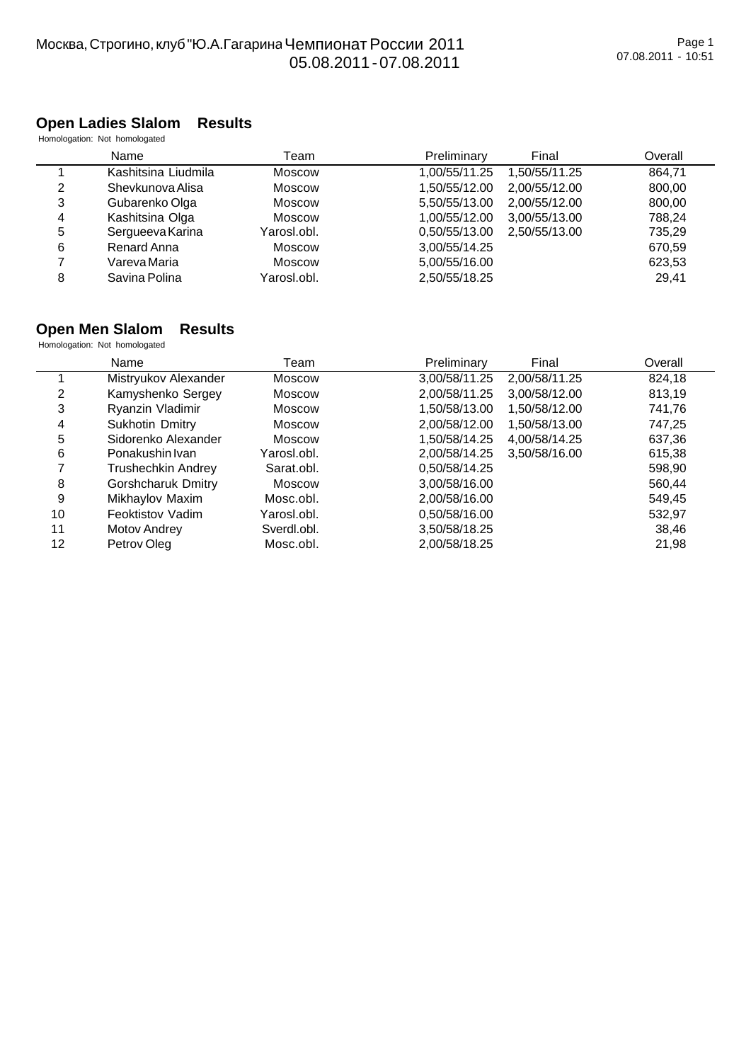Москва, Строгино, клуб "Ю.А.Гагарина Чемпионат России 2011
05.08.2011 - 07.08.2011

## Open Ladies Slalom Results

Homologation: Not homologated

| | Name | Team | Preliminary | Final | Overall |
|---|---|---|---|---|---|
| 1 | Kashitsina Liudmila | Moscow | 1,00/55/11.25 | 1,50/55/11.25 | 864,71 |
| 2 | Shevkunova Alisa | Moscow | 1,50/55/12.00 | 2,00/55/12.00 | 800,00 |
| 3 | Gubarenko Olga | Moscow | 5,50/55/13.00 | 2,00/55/12.00 | 800,00 |
| 4 | Kashitsina Olga | Moscow | 1,00/55/12.00 | 3,00/55/13.00 | 788,24 |
| 5 | Sergueeva Karina | Yarosl.obl. | 0,50/55/13.00 | 2,50/55/13.00 | 735,29 |
| 6 | Renard Anna | Moscow | 3,00/55/14.25 | | 670,59 |
| 7 | Vareva Maria | Moscow | 5,00/55/16.00 | | 623,53 |
| 8 | Savina Polina | Yarosl.obl. | 2,50/55/18.25 | | 29,41 |

## Open Men Slalom Results

Homologation: Not homologated

| | Name | Team | Preliminary | Final | Overall |
|---|---|---|---|---|---|
| 1 | Mistryukov Alexander | Moscow | 3,00/58/11.25 | 2,00/58/11.25 | 824,18 |
| 2 | Kamyshenko Sergey | Moscow | 2,00/58/11.25 | 3,00/58/12.00 | 813,19 |
| 3 | Ryanzin Vladimir | Moscow | 1,50/58/13.00 | 1,50/58/12.00 | 741,76 |
| 4 | Sukhotin Dmitry | Moscow | 2,00/58/12.00 | 1,50/58/13.00 | 747,25 |
| 5 | Sidorenko Alexander | Moscow | 1,50/58/14.25 | 4,00/58/14.25 | 637,36 |
| 6 | Ponakushin Ivan | Yarosl.obl. | 2,00/58/14.25 | 3,50/58/16.00 | 615,38 |
| 7 | Trushechkin Andrey | Sarat.obl. | 0,50/58/14.25 | | 598,90 |
| 8 | Gorshcharuk Dmitry | Moscow | 3,00/58/16.00 | | 560,44 |
| 9 | Mikhaylov Maxim | Mosc.obl. | 2,00/58/16.00 | | 549,45 |
| 10 | Feoktistov Vadim | Yarosl.obl. | 0,50/58/16.00 | | 532,97 |
| 11 | Motov Andrey | Sverdl.obl. | 3,50/58/18.25 | | 38,46 |
| 12 | Petrov Oleg | Mosc.obl. | 2,00/58/18.25 | | 21,98 |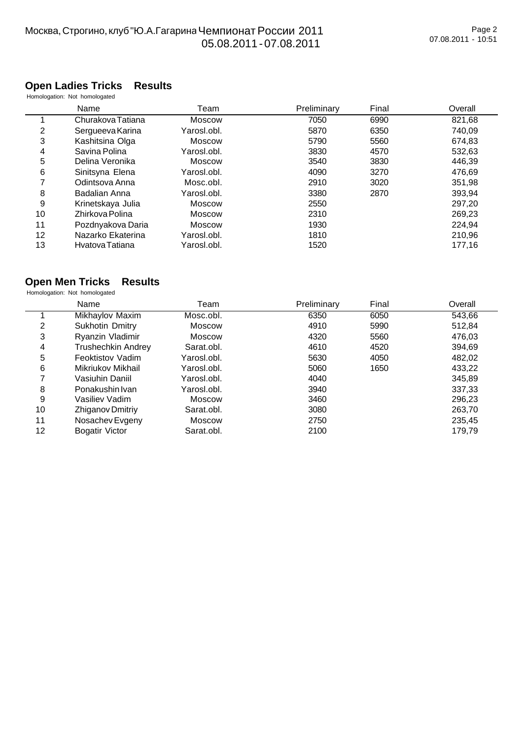## Open Ladies Tricks Results

Homologation: Not homologated

| | Name | Team | Preliminary | Final | Overall |
|---|---|---|---|---|---|
| 1 | Churakova Tatiana | Moscow | 7050 | 6990 | 821,68 |
| 2 | Sergueeva Karina | Yarosl.obl. | 5870 | 6350 | 740,09 |
| 3 | Kashitsina Olga | Moscow | 5790 | 5560 | 674,83 |
| 4 | Savina Polina | Yarosl.obl. | 3830 | 4570 | 532,63 |
| 5 | Delina Veronika | Moscow | 3540 | 3830 | 446,39 |
| 6 | Sinitsyna Elena | Yarosl.obl. | 4090 | 3270 | 476,69 |
| 7 | Odintsova Anna | Mosc.obl. | 2910 | 3020 | 351,98 |
| 8 | Badalian Anna | Yarosl.obl. | 3380 | 2870 | 393,94 |
| 9 | Krinetskaya Julia | Moscow | 2550 | | 297,20 |
| 10 | Zhirkova Polina | Moscow | 2310 | | 269,23 |
| 11 | Pozdnyakova Daria | Moscow | 1930 | | 224,94 |
| 12 | Nazarko Ekaterina | Yarosl.obl. | 1810 | | 210,96 |
| 13 | Hvatova Tatiana | Yarosl.obl. | 1520 | | 177,16 |

## Open Men Tricks Results

Homologation: Not homologated

| | Name | Team | Preliminary | Final | Overall |
|---|---|---|---|---|---|
| 1 | Mikhaylov Maxim | Mosc.obl. | 6350 | 6050 | 543,66 |
| 2 | Sukhotin Dmitry | Moscow | 4910 | 5990 | 512,84 |
| 3 | Ryanzin Vladimir | Moscow | 4320 | 5560 | 476,03 |
| 4 | Trushechkin Andrey | Sarat.obl. | 4610 | 4520 | 394,69 |
| 5 | Feoktistov Vadim | Yarosl.obl. | 5630 | 4050 | 482,02 |
| 6 | Mikriukov Mikhail | Yarosl.obl. | 5060 | 1650 | 433,22 |
| 7 | Vasiuhin Daniil | Yarosl.obl. | 4040 | | 345,89 |
| 8 | Ponakushin Ivan | Yarosl.obl. | 3940 | | 337,33 |
| 9 | Vasiliev Vadim | Moscow | 3460 | | 296,23 |
| 10 | Zhiganov Dmitriy | Sarat.obl. | 3080 | | 263,70 |
| 11 | Nosachev Evgeny | Moscow | 2750 | | 235,45 |
| 12 | Bogatir Victor | Sarat.obl. | 2100 | | 179,79 |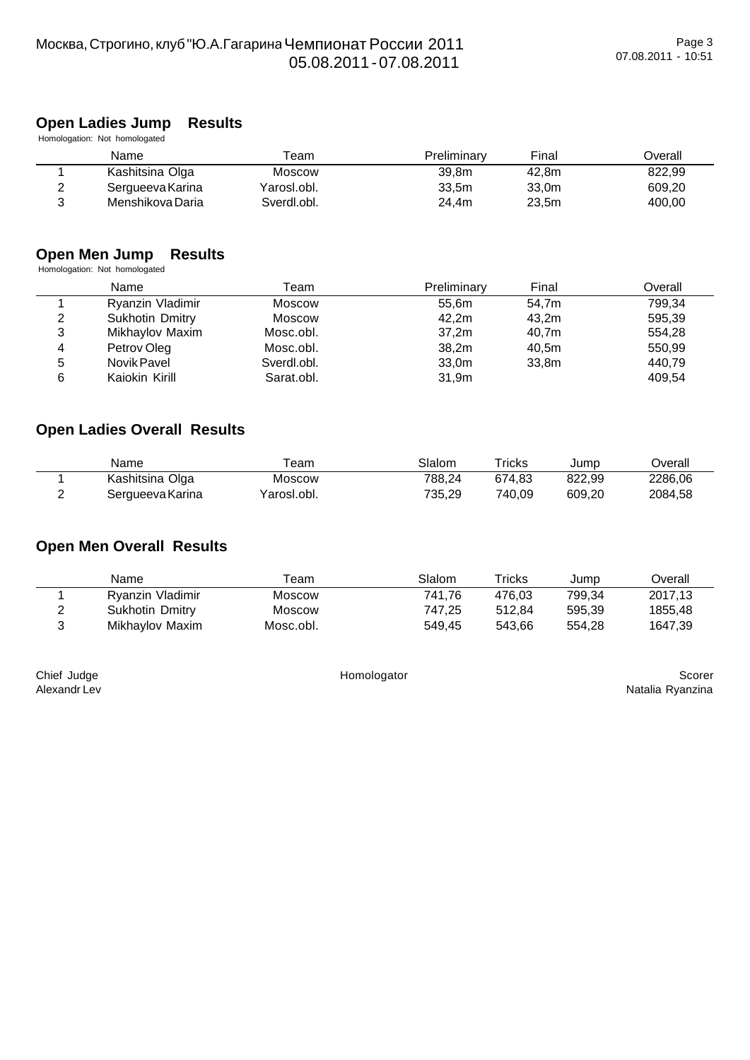## Open Ladies Jump Results

Homologation: Not homologated

| | Name | Team | Preliminary | Final | Overall |
|---|---|---|---|---|---|
| 1 | Kashitsina Olga | Moscow | 39,8m | 42,8m | 822,99 |
| 2 | Sergueeva Karina | Yarosl.obl. | 33,5m | 33,0m | 609,20 |
| 3 | Menshikova Daria | Sverdl.obl. | 24,4m | 23,5m | 400,00 |

## Open Men Jump Results

Homologation: Not homologated

| | Name | Team | Preliminary | Final | Overall |
|---|---|---|---|---|---|
| 1 | Ryanzin Vladimir | Moscow | 55,6m | 54,7m | 799,34 |
| 2 | Sukhotin Dmitry | Moscow | 42,2m | 43,2m | 595,39 |
| 3 | Mikhaylov Maxim | Mosc.obl. | 37,2m | 40,7m | 554,28 |
| 4 | Petrov Oleg | Mosc.obl. | 38,2m | 40,5m | 550,99 |
| 5 | Novik Pavel | Sverdl.obl. | 33,0m | 33,8m | 440,79 |
| 6 | Kaiokin Kirill | Sarat.obl. | 31,9m | | 409,54 |

## Open Ladies Overall Results

| | Name | Team | Slalom | Tricks | Jump | Overall |
|---|---|---|---|---|---|---|
| 1 | Kashitsina Olga | Moscow | 788,24 | 674,83 | 822,99 | 2286,06 |
| 2 | Sergueeva Karina | Yarosl.obl. | 735,29 | 740,09 | 609,20 | 2084,58 |

## Open Men Overall Results

| | Name | Team | Slalom | Tricks | Jump | Overall |
|---|---|---|---|---|---|---|
| 1 | Ryanzin Vladimir | Moscow | 741,76 | 476,03 | 799,34 | 2017,13 |
| 2 | Sukhotin Dmitry | Moscow | 747,25 | 512,84 | 595,39 | 1855,48 |
| 3 | Mikhaylov Maxim | Mosc.obl. | 549,45 | 543,66 | 554,28 | 1647,39 |

Chief Judge
Alexandr Lev

Homologator

Scorer
Natalia Ryanzina